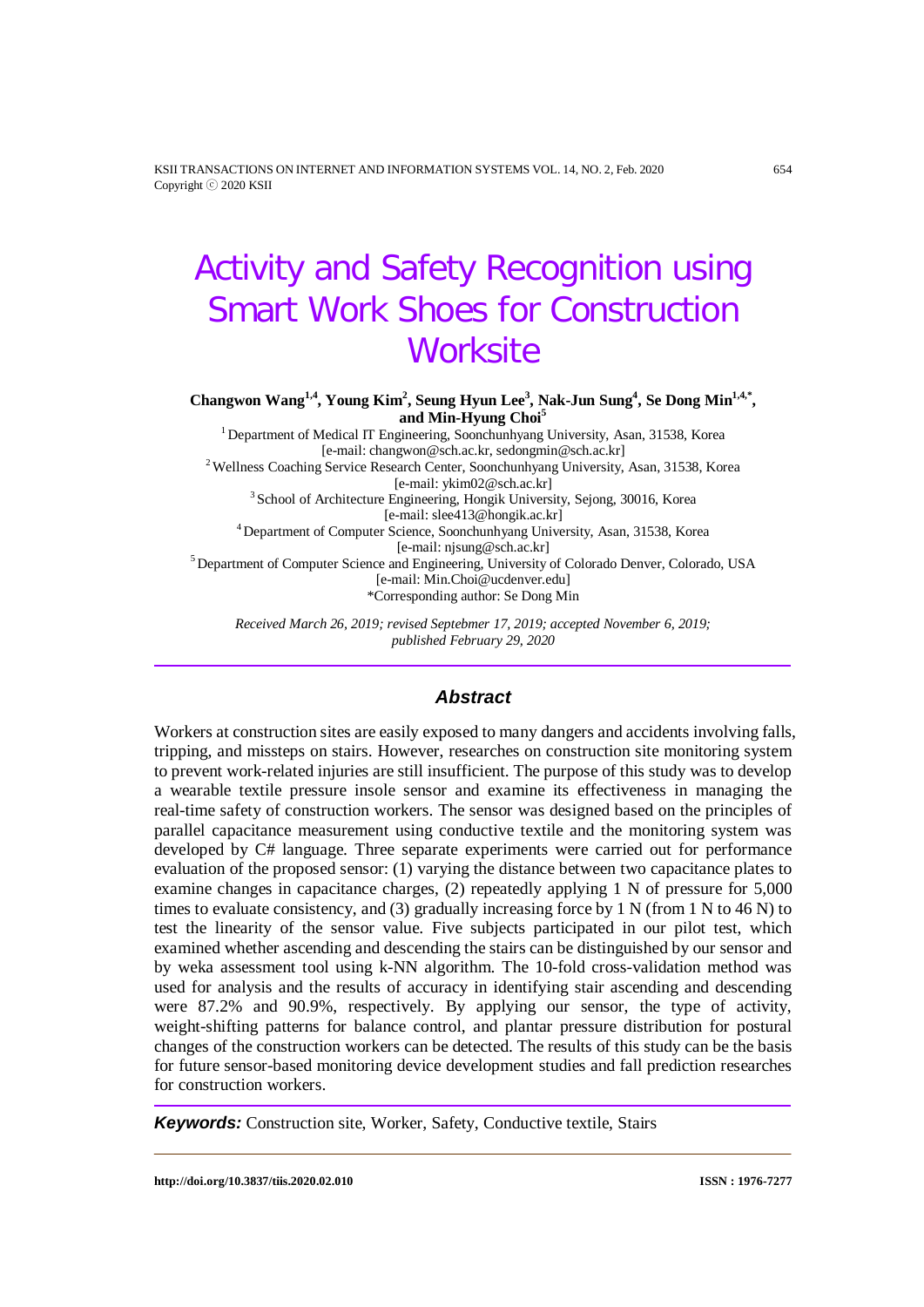# Activity and Safety Recognition using Smart Work Shoes for Construction Worksite

**Changwon Wang[1,4], Young Kim[2], Seung Hyun Lee[3], Nak-Jun Sung[4], Se Dong Min[1,4,*], and Min-Hyung Choi[5]**

[1] Department of Medical IT Engineering, Soonchunhyang University, Asan, 31538, Korea
[e-mail: changwon@sch.ac.kr, sedongmin@sch.ac.kr]
[2] Wellness Coaching Service Research Center, Soonchunhyang University, Asan, 31538, Korea
[e-mail: ykim02@sch.ac.kr]
[3] School of Architecture Engineering, Hongik University, Sejong, 30016, Korea
[e-mail: slee413@hongik.ac.kr]
[4] Department of Computer Science, Soonchunhyang University, Asan, 31538, Korea
[e-mail: njsung@sch.ac.kr]
[5] Department of Computer Science and Engineering, University of Colorado Denver, Colorado, USA
[e-mail: Min.Choi@ucdenver.edu]
*Corresponding author: Se Dong Min

*Received March 26, 2019; revised Septebmer 17, 2019; accepted November 6, 2019; published February 29, 2020*

## Abstract

Workers at construction sites are easily exposed to many dangers and accidents involving falls, tripping, and missteps on stairs. However, researches on construction site monitoring system to prevent work-related injuries are still insufficient. The purpose of this study was to develop a wearable textile pressure insole sensor and examine its effectiveness in managing the real-time safety of construction workers. The sensor was designed based on the principles of parallel capacitance measurement using conductive textile and the monitoring system was developed by C# language. Three separate experiments were carried out for performance evaluation of the proposed sensor: (1) varying the distance between two capacitance plates to examine changes in capacitance charges, (2) repeatedly applying 1 N of pressure for 5,000 times to evaluate consistency, and (3) gradually increasing force by 1 N (from 1 N to 46 N) to test the linearity of the sensor value. Five subjects participated in our pilot test, which examined whether ascending and descending the stairs can be distinguished by our sensor and by weka assessment tool using k-NN algorithm. The 10-fold cross-validation method was used for analysis and the results of accuracy in identifying stair ascending and descending were 87.2% and 90.9%, respectively. By applying our sensor, the type of activity, weight-shifting patterns for balance control, and plantar pressure distribution for postural changes of the construction workers can be detected. The results of this study can be the basis for future sensor-based monitoring device development studies and fall prediction researches for construction workers.

***Keywords:*** Construction site, Worker, Safety, Conductive textile, Stairs

**http://doi.org/10.3837/tiis.2020.02.010** **ISSN : 1976-7277**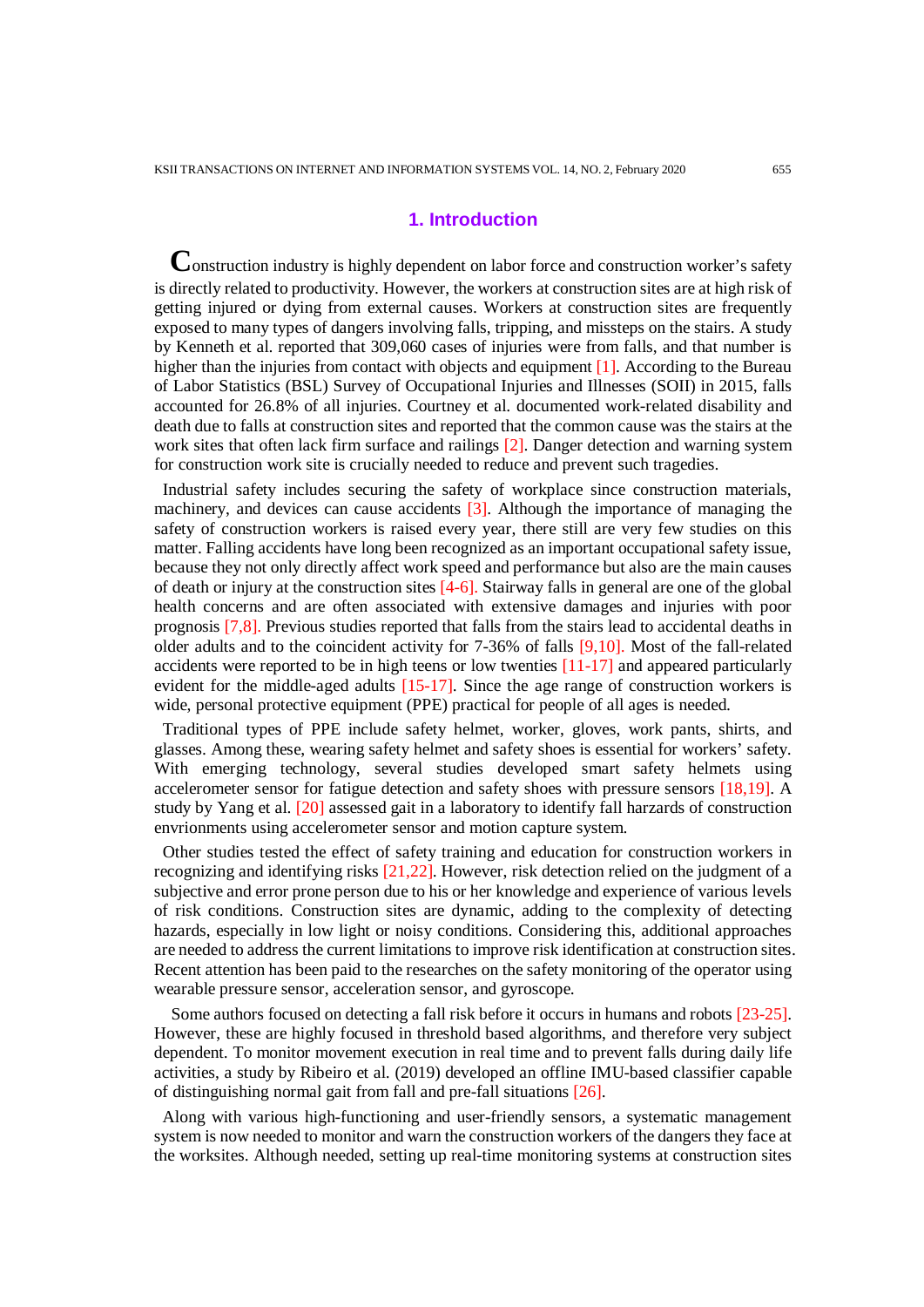## 1. Introduction

Construction industry is highly dependent on labor force and construction worker's safety is directly related to productivity. However, the workers at construction sites are at high risk of getting injured or dying from external causes. Workers at construction sites are frequently exposed to many types of dangers involving falls, tripping, and missteps on the stairs. A study by Kenneth et al. reported that 309,060 cases of injuries were from falls, and that number is higher than the injuries from contact with objects and equipment [1]. According to the Bureau of Labor Statistics (BSL) Survey of Occupational Injuries and Illnesses (SOII) in 2015, falls accounted for 26.8% of all injuries. Courtney et al. documented work-related disability and death due to falls at construction sites and reported that the common cause was the stairs at the work sites that often lack firm surface and railings [2]. Danger detection and warning system for construction work site is crucially needed to reduce and prevent such tragedies.

Industrial safety includes securing the safety of workplace since construction materials, machinery, and devices can cause accidents [3]. Although the importance of managing the safety of construction workers is raised every year, there still are very few studies on this matter. Falling accidents have long been recognized as an important occupational safety issue, because they not only directly affect work speed and performance but also are the main causes of death or injury at the construction sites [4-6]. Stairway falls in general are one of the global health concerns and are often associated with extensive damages and injuries with poor prognosis [7,8]. Previous studies reported that falls from the stairs lead to accidental deaths in older adults and to the coincident activity for 7-36% of falls [9,10]. Most of the fall-related accidents were reported to be in high teens or low twenties [11-17] and appeared particularly evident for the middle-aged adults [15-17]. Since the age range of construction workers is wide, personal protective equipment (PPE) practical for people of all ages is needed.

Traditional types of PPE include safety helmet, worker, gloves, work pants, shirts, and glasses. Among these, wearing safety helmet and safety shoes is essential for workers' safety. With emerging technology, several studies developed smart safety helmets using accelerometer sensor for fatigue detection and safety shoes with pressure sensors [18,19]. A study by Yang et al. [20] assessed gait in a laboratory to identify fall harzards of construction envrionments using accelerometer sensor and motion capture system.

Other studies tested the effect of safety training and education for construction workers in recognizing and identifying risks [21,22]. However, risk detection relied on the judgment of a subjective and error prone person due to his or her knowledge and experience of various levels of risk conditions. Construction sites are dynamic, adding to the complexity of detecting hazards, especially in low light or noisy conditions. Considering this, additional approaches are needed to address the current limitations to improve risk identification at construction sites. Recent attention has been paid to the researches on the safety monitoring of the operator using wearable pressure sensor, acceleration sensor, and gyroscope.

Some authors focused on detecting a fall risk before it occurs in humans and robots [23-25]. However, these are highly focused in threshold based algorithms, and therefore very subject dependent. To monitor movement execution in real time and to prevent falls during daily life activities, a study by Ribeiro et al. (2019) developed an offline IMU-based classifier capable of distinguishing normal gait from fall and pre-fall situations [26].

Along with various high-functioning and user-friendly sensors, a systematic management system is now needed to monitor and warn the construction workers of the dangers they face at the worksites. Although needed, setting up real-time monitoring systems at construction sites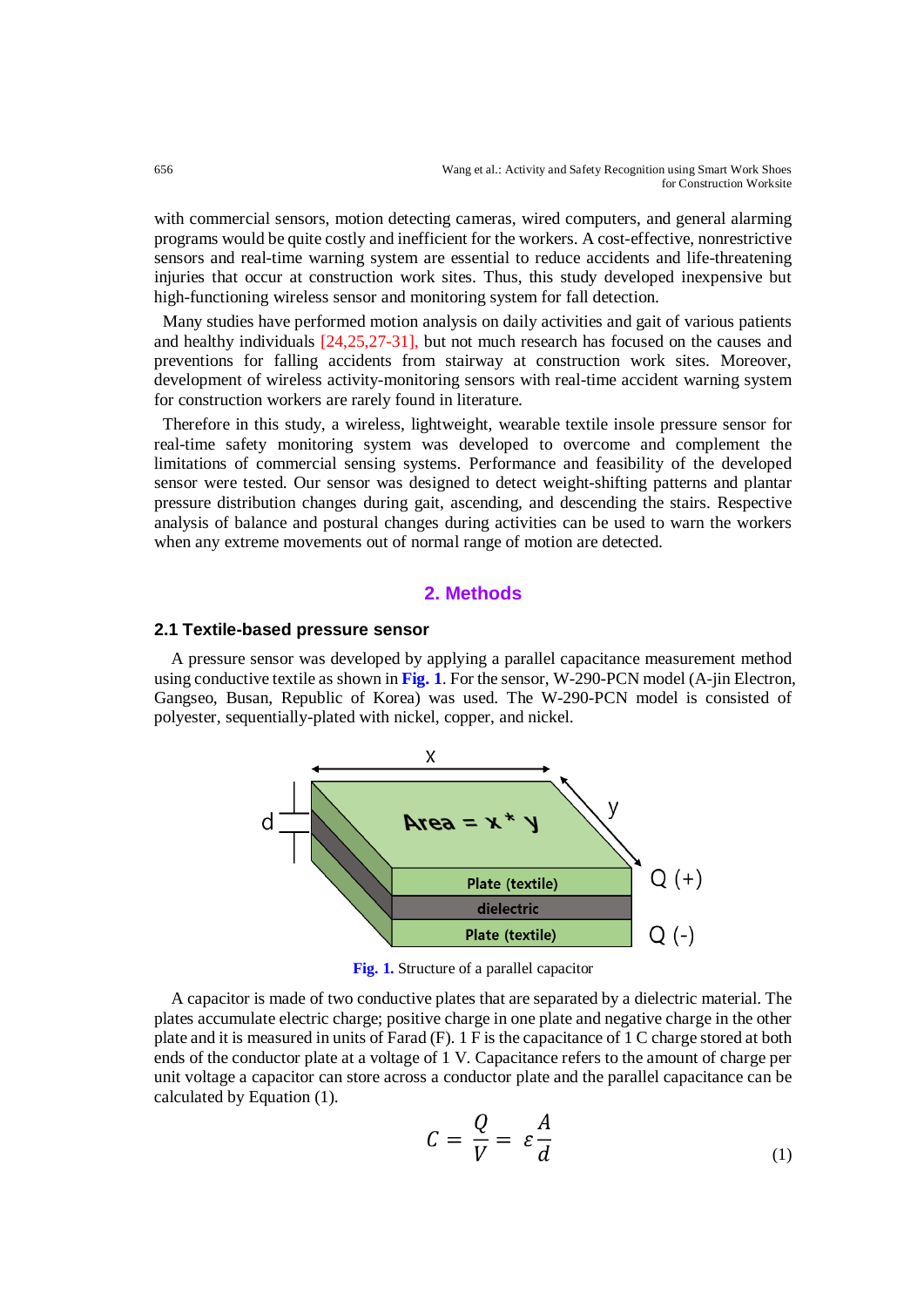with commercial sensors, motion detecting cameras, wired computers, and general alarming programs would be quite costly and inefficient for the workers. A cost-effective, nonrestrictive sensors and real-time warning system are essential to reduce accidents and life-threatening injuries that occur at construction work sites. Thus, this study developed inexpensive but high-functioning wireless sensor and monitoring system for fall detection.

Many studies have performed motion analysis on daily activities and gait of various patients and healthy individuals [24,25,27-31], but not much research has focused on the causes and preventions for falling accidents from stairway at construction work sites. Moreover, development of wireless activity-monitoring sensors with real-time accident warning system for construction workers are rarely found in literature.

Therefore in this study, a wireless, lightweight, wearable textile insole pressure sensor for real-time safety monitoring system was developed to overcome and complement the limitations of commercial sensing systems. Performance and feasibility of the developed sensor were tested. Our sensor was designed to detect weight-shifting patterns and plantar pressure distribution changes during gait, ascending, and descending the stairs. Respective analysis of balance and postural changes during activities can be used to warn the workers when any extreme movements out of normal range of motion are detected.

## 2. Methods

### 2.1 Textile-based pressure sensor

A pressure sensor was developed by applying a parallel capacitance measurement method using conductive textile as shown in **Fig. 1**. For the sensor, W-290-PCN model (A-jin Electron, Gangseo, Busan, Republic of Korea) was used. The W-290-PCN model is consisted of polyester, sequentially-plated with nickel, copper, and nickel.

**Fig. 1.** Structure of a parallel capacitor

A capacitor is made of two conductive plates that are separated by a dielectric material. The plates accumulate electric charge; positive charge in one plate and negative charge in the other plate and it is measured in units of Farad (F). 1 F is the capacitance of 1 C charge stored at both ends of the conductor plate at a voltage of 1 V. Capacitance refers to the amount of charge per unit voltage a capacitor can store across a conductor plate and the parallel capacitance can be calculated by Equation (1).

$$C = \frac{Q}{V} = \varepsilon \frac{A}{d} \tag{1}$$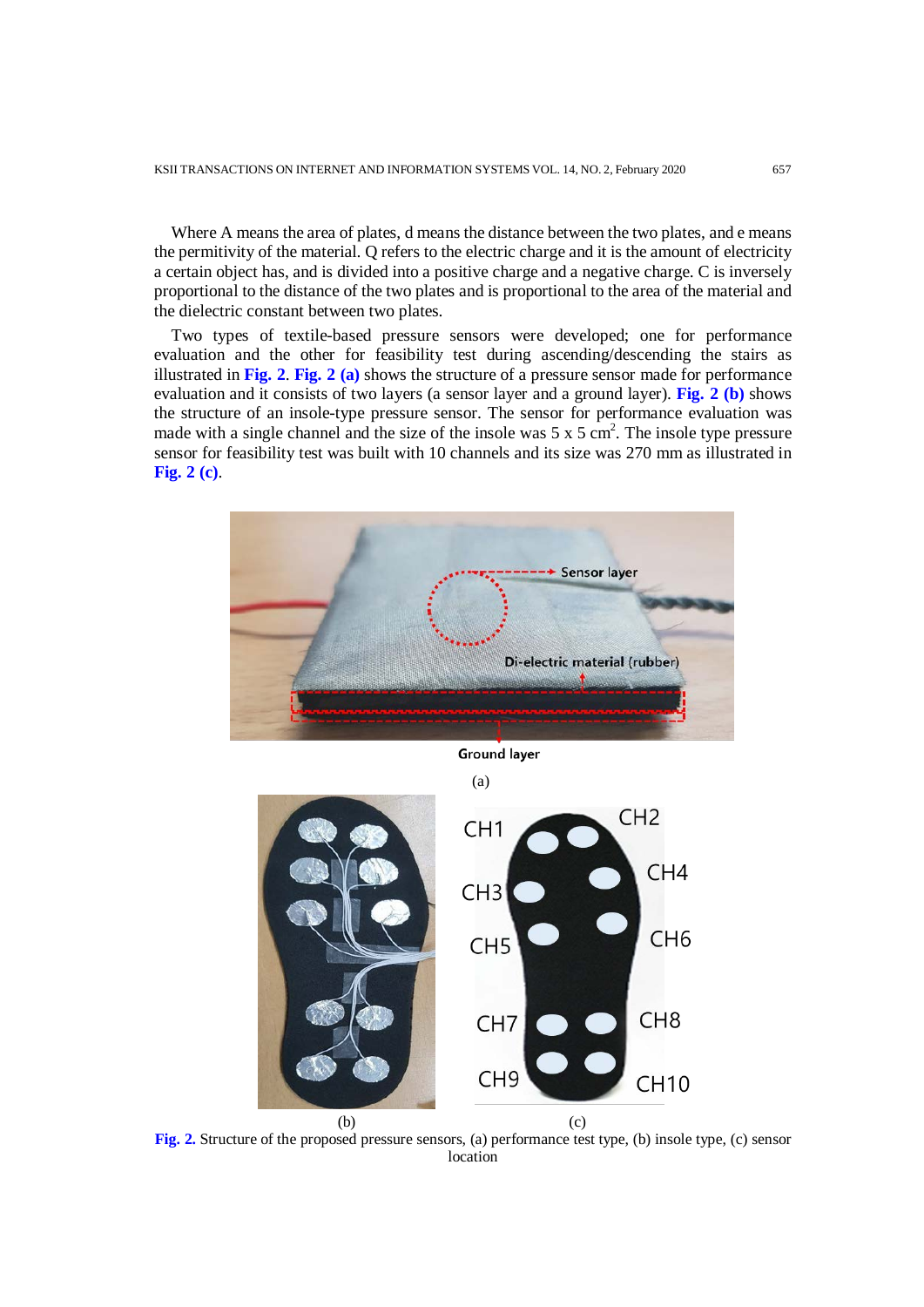Where A means the area of plates, d means the distance between the two plates, and e means the permitivity of the material. Q refers to the electric charge and it is the amount of electricity a certain object has, and is divided into a positive charge and a negative charge. C is inversely proportional to the distance of the two plates and is proportional to the area of the material and the dielectric constant between two plates.

Two types of textile-based pressure sensors were developed; one for performance evaluation and the other for feasibility test during ascending/descending the stairs as illustrated in **Fig. 2**. **Fig. 2 (a)** shows the structure of a pressure sensor made for performance evaluation and it consists of two layers (a sensor layer and a ground layer). **Fig. 2 (b)** shows the structure of an insole-type pressure sensor. The sensor for performance evaluation was made with a single channel and the size of the insole was 5 x 5 $cm^2$. The insole type pressure sensor for feasibility test was built with 10 channels and its size was 270 mm as illustrated in **Fig. 2 (c)**.

**Fig. 2.** Structure of the proposed pressure sensors, (a) performance test type, (b) insole type, (c) sensor location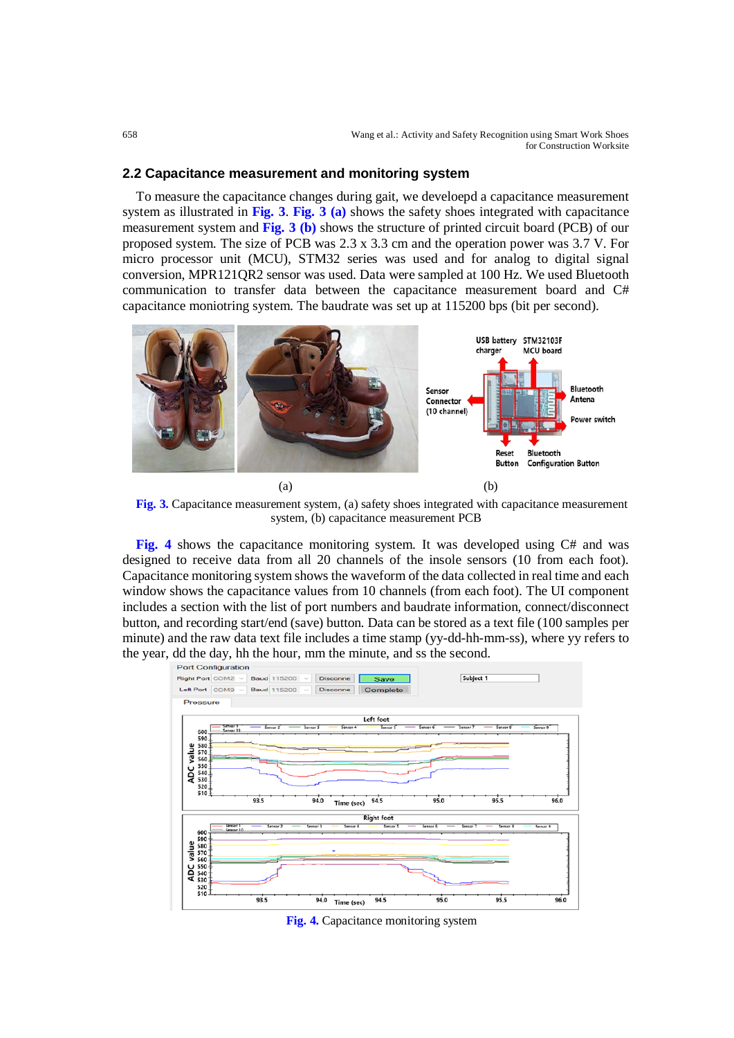## 2.2 Capacitance measurement and monitoring system

To measure the capacitance changes during gait, we develoepd a capacitance measurement system as illustrated in **Fig. 3**. **Fig. 3 (a)** shows the safety shoes integrated with capacitance measurement system and **Fig. 3 (b)** shows the structure of printed circuit board (PCB) of our proposed system. The size of PCB was 2.3 x 3.3 cm and the operation power was 3.7 V. For micro processor unit (MCU), STM32 series was used and for analog to digital signal conversion, MPR121QR2 sensor was used. Data were sampled at 100 Hz. We used Bluetooth communication to transfer data between the capacitance measurement board and C# capacitance moniotring system. The baudrate was set up at 115200 bps (bit per second).

**Fig. 3.** Capacitance measurement system, (a) safety shoes integrated with capacitance measurement system, (b) capacitance measurement PCB

**Fig. 4** shows the capacitance monitoring system. It was developed using C# and was designed to receive data from all 20 channels of the insole sensors (10 from each foot). Capacitance monitoring system shows the waveform of the data collected in real time and each window shows the capacitance values from 10 channels (from each foot). The UI component includes a section with the list of port numbers and baudrate information, connect/disconnect button, and recording start/end (save) button. Data can be stored as a text file (100 samples per minute) and the raw data text file includes a time stamp (yy-dd-hh-mm-ss), where yy refers to the year, dd the day, hh the hour, mm the minute, and ss the second.

**Fig. 4.** Capacitance monitoring system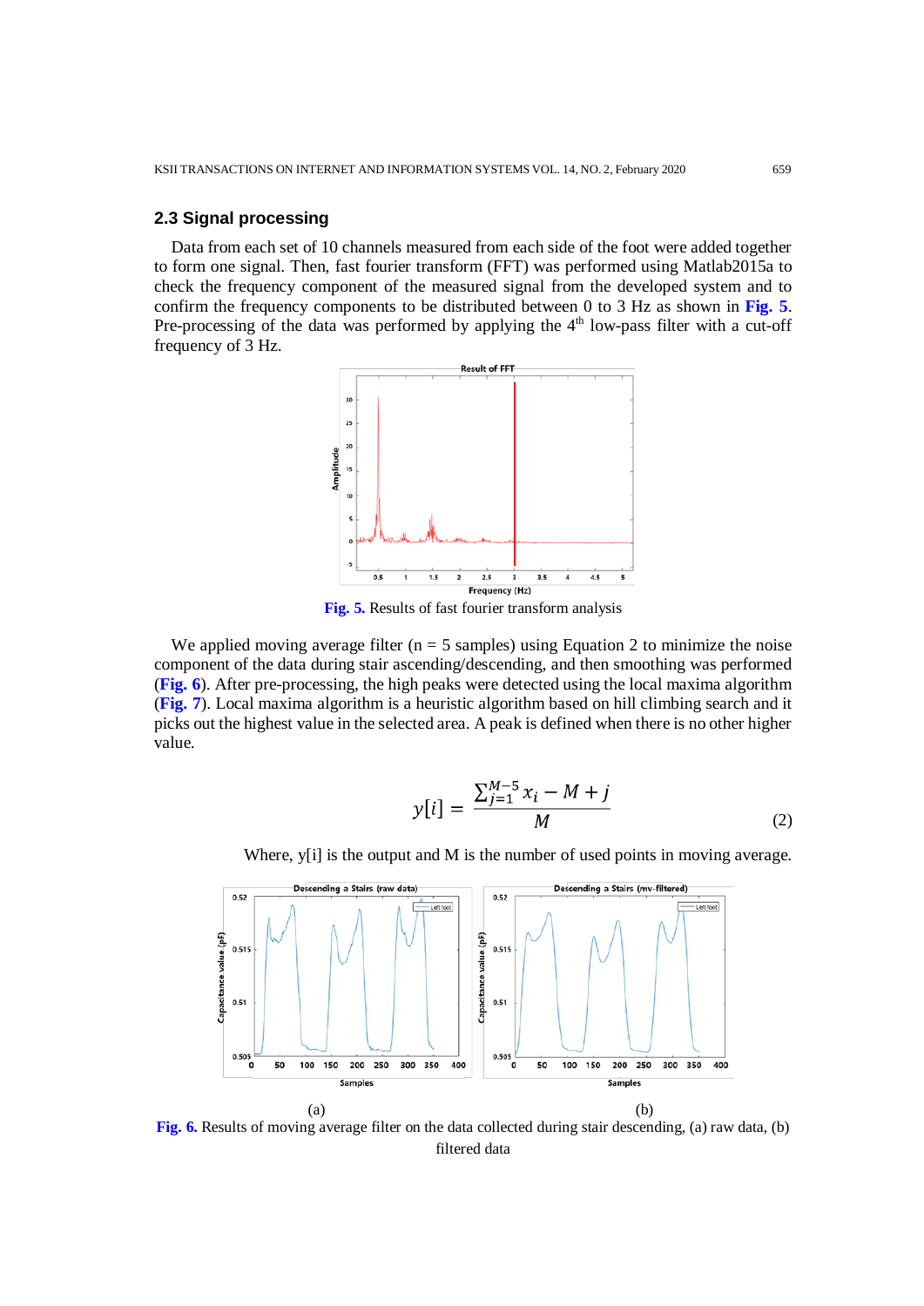### 2.3 Signal processing

Data from each set of 10 channels measured from each side of the foot were added together to form one signal. Then, fast fourier transform (FFT) was performed using Matlab2015a to check the frequency component of the measured signal from the developed system and to confirm the frequency components to be distributed between 0 to 3 Hz as shown in **Fig. 5**. Pre-processing of the data was performed by applying the 4th low-pass filter with a cut-off frequency of 3 Hz.

**Fig. 5.** Results of fast fourier transform analysis

We applied moving average filter (n = 5 samples) using Equation 2 to minimize the noise component of the data during stair ascending/descending, and then smoothing was performed (**Fig. 6**). After pre-processing, the high peaks were detected using the local maxima algorithm (**Fig. 7**). Local maxima algorithm is a heuristic algorithm based on hill climbing search and it picks out the highest value in the selected area. A peak is defined when there is no other higher value.

$$y[i] = \frac{\sum_{j=1}^{M-5} x_i - M + j}{M} \tag{2}$$

Where, y[i] is the output and M is the number of used points in moving average.

(a) (b)

**Fig. 6.** Results of moving average filter on the data collected during stair descending, (a) raw data, (b) filtered data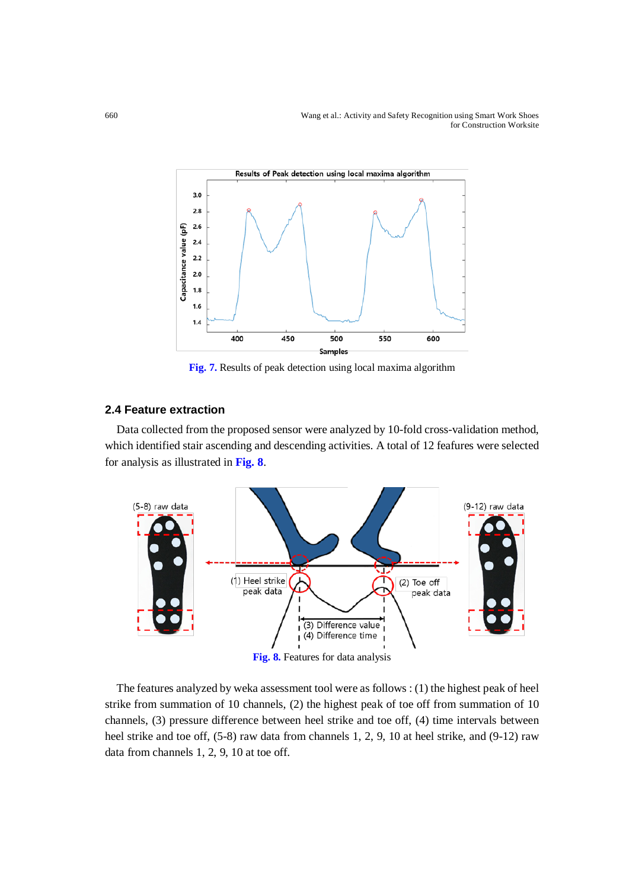Fig. 7. Results of peak detection using local maxima algorithm

## 2.4 Feature extraction

Data collected from the proposed sensor were analyzed by 10-fold cross-validation method, which identified stair ascending and descending activities. A total of 12 feafures were selected for analysis as illustrated in **Fig. 8**.

Fig. 8. Features for data analysis

The features analyzed by weka assessment tool were as follows : (1) the highest peak of heel strike from summation of 10 channels, (2) the highest peak of toe off from summation of 10 channels, (3) pressure difference between heel strike and toe off, (4) time intervals between heel strike and toe off, (5-8) raw data from channels 1, 2, 9, 10 at heel strike, and (9-12) raw data from channels 1, 2, 9, 10 at toe off.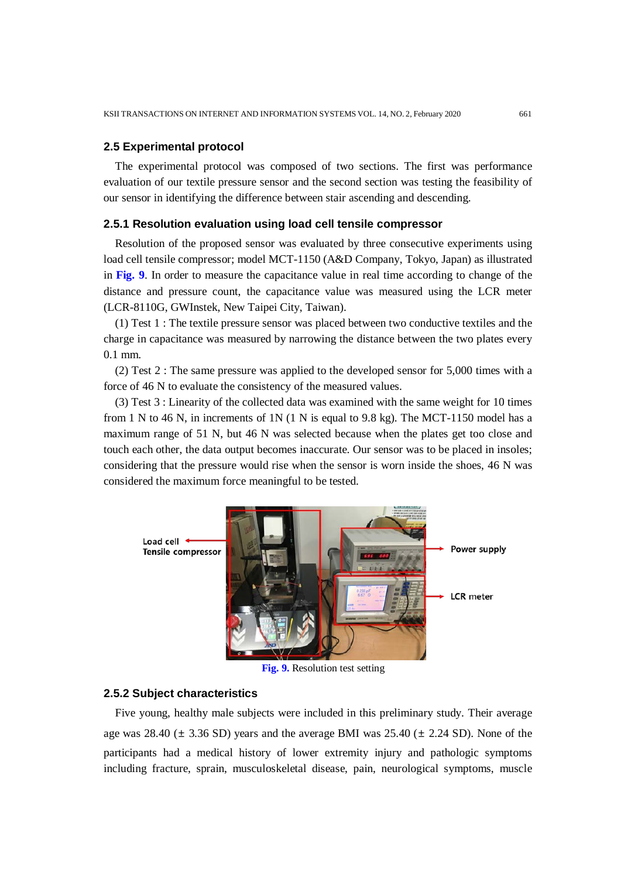### 2.5 Experimental protocol

The experimental protocol was composed of two sections. The first was performance evaluation of our textile pressure sensor and the second section was testing the feasibility of our sensor in identifying the difference between stair ascending and descending.

#### 2.5.1 Resolution evaluation using load cell tensile compressor

Resolution of the proposed sensor was evaluated by three consecutive experiments using load cell tensile compressor; model MCT-1150 (A&D Company, Tokyo, Japan) as illustrated in **Fig. 9**. In order to measure the capacitance value in real time according to change of the distance and pressure count, the capacitance value was measured using the LCR meter (LCR-8110G, GWInstek, New Taipei City, Taiwan).

(1) Test 1 : The textile pressure sensor was placed between two conductive textiles and the charge in capacitance was measured by narrowing the distance between the two plates every 0.1 mm.

(2) Test 2 : The same pressure was applied to the developed sensor for 5,000 times with a force of 46 N to evaluate the consistency of the measured values.

(3) Test 3 : Linearity of the collected data was examined with the same weight for 10 times from 1 N to 46 N, in increments of 1N (1 N is equal to 9.8 kg). The MCT-1150 model has a maximum range of 51 N, but 46 N was selected because when the plates get too close and touch each other, the data output becomes inaccurate. Our sensor was to be placed in insoles; considering that the pressure would rise when the sensor is worn inside the shoes, 46 N was considered the maximum force meaningful to be tested.

**Fig. 9.** Resolution test setting

#### 2.5.2 Subject characteristics

Five young, healthy male subjects were included in this preliminary study. Their average age was 28.40 (± 3.36 SD) years and the average BMI was 25.40 (± 2.24 SD). None of the participants had a medical history of lower extremity injury and pathologic symptoms including fracture, sprain, musculoskeletal disease, pain, neurological symptoms, muscle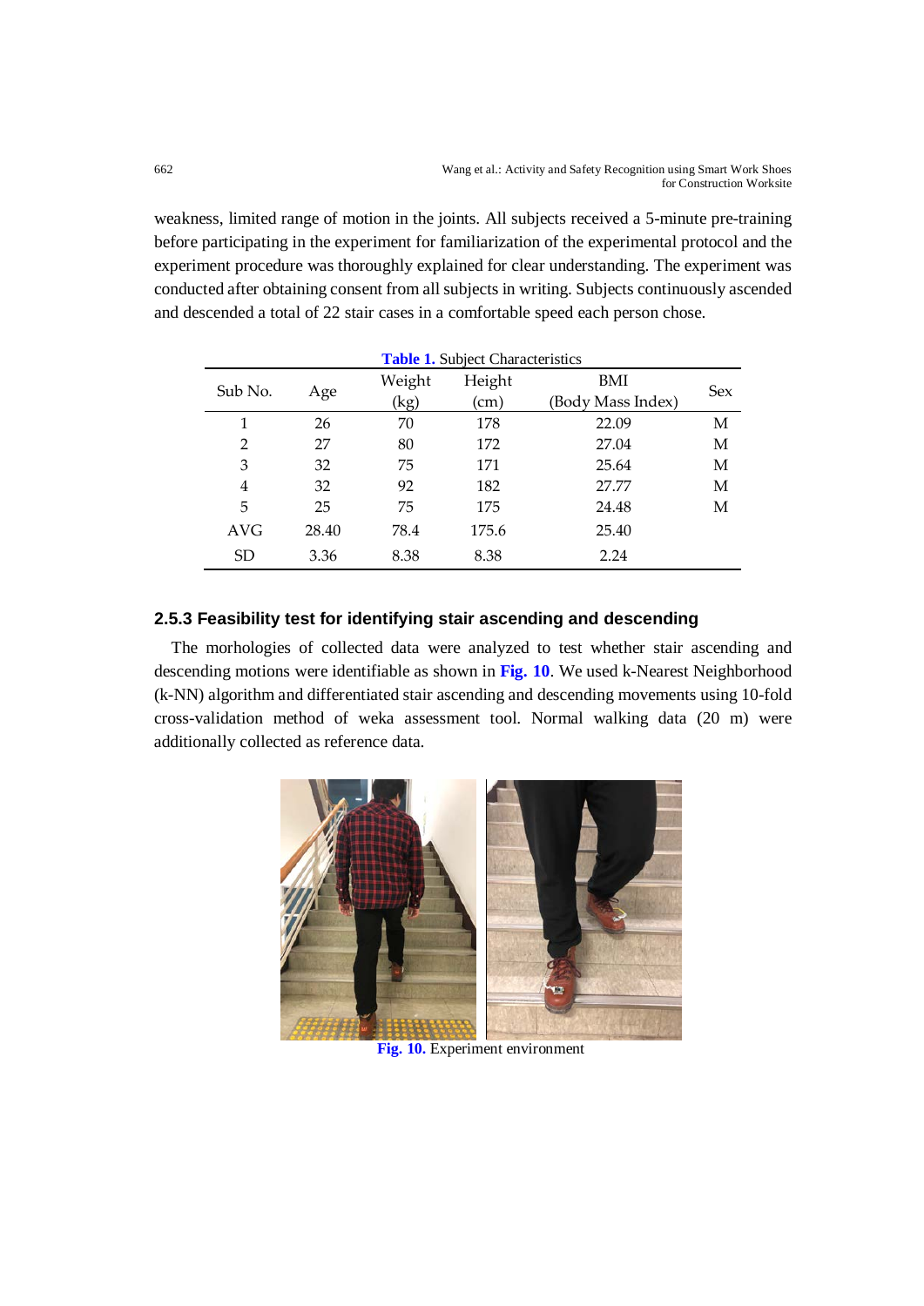weakness, limited range of motion in the joints. All subjects received a 5-minute pre-training before participating in the experiment for familiarization of the experimental protocol and the experiment procedure was thoroughly explained for clear understanding. The experiment was conducted after obtaining consent from all subjects in writing. Subjects continuously ascended and descended a total of 22 stair cases in a comfortable speed each person chose.

**Table 1.** Subject Characteristics

| Sub No. | Age | Weight (kg) | Height (cm) | BMI (Body Mass Index) | Sex |
|---|---|---|---|---|---|
| 1 | 26 | 70 | 178 | 22.09 | M |
| 2 | 27 | 80 | 172 | 27.04 | M |
| 3 | 32 | 75 | 171 | 25.64 | M |
| 4 | 32 | 92 | 182 | 27.77 | M |
| 5 | 25 | 75 | 175 | 24.48 | M |
| AVG | 28.40 | 78.4 | 175.6 | 25.40 | |
| SD | 3.36 | 8.38 | 8.38 | 2.24 | |

### 2.5.3 Feasibility test for identifying stair ascending and descending

The morphologies of collected data were analyzed to test whether stair ascending and descending motions were identifiable as shown in **Fig. 10**. We used k-Nearest Neighborhood (k-NN) algorithm and differentiated stair ascending and descending movements using 10-fold cross-validation method of weka assessment tool. Normal walking data (20 m) were additionally collected as reference data.

**Fig. 10.** Experiment environment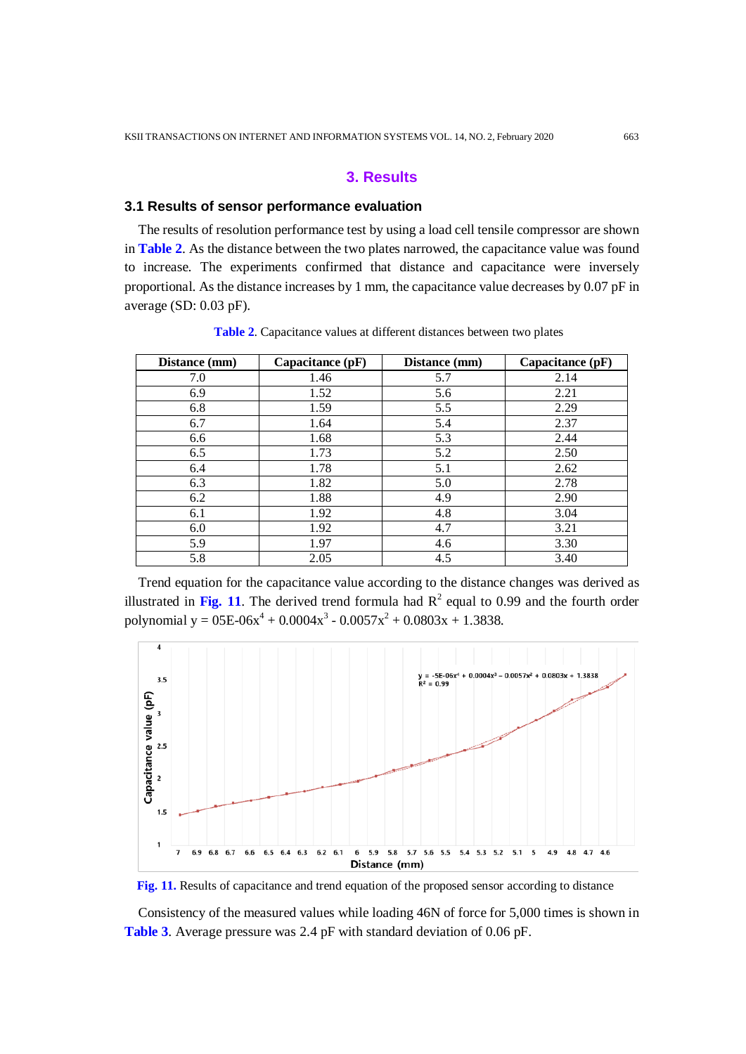# 3. Results

## 3.1 Results of sensor performance evaluation

The results of resolution performance test by using a load cell tensile compressor are shown in **Table 2**. As the distance between the two plates narrowed, the capacitance value was found to increase. The experiments confirmed that distance and capacitance were inversely proportional. As the distance increases by 1 mm, the capacitance value decreases by 0.07 pF in average (SD: 0.03 pF).

**Table 2**. Capacitance values at different distances between two plates

| Distance (mm) | Capacitance (pF) | Distance (mm) | Capacitance (pF) |
|---|---|---|---|
| 7.0 | 1.46 | 5.7 | 2.14 |
| 6.9 | 1.52 | 5.6 | 2.21 |
| 6.8 | 1.59 | 5.5 | 2.29 |
| 6.7 | 1.64 | 5.4 | 2.37 |
| 6.6 | 1.68 | 5.3 | 2.44 |
| 6.5 | 1.73 | 5.2 | 2.50 |
| 6.4 | 1.78 | 5.1 | 2.62 |
| 6.3 | 1.82 | 5.0 | 2.78 |
| 6.2 | 1.88 | 4.9 | 2.90 |
| 6.1 | 1.92 | 4.8 | 3.04 |
| 6.0 | 1.92 | 4.7 | 3.21 |
| 5.9 | 1.97 | 4.6 | 3.30 |
| 5.8 | 2.05 | 4.5 | 3.40 |

Trend equation for the capacitance value according to the distance changes was derived as illustrated in **Fig. 11**. The derived trend formula had $R^2$ equal to 0.99 and the fourth order polynomial $y = 05E\text{-}06x^4 + 0.0004x^3 - 0.0057x^2 + 0.0803x + 1.3838$.

**Fig. 11.** Results of capacitance and trend equation of the proposed sensor according to distance

Consistency of the measured values while loading 46N of force for 5,000 times is shown in **Table 3**. Average pressure was 2.4 pF with standard deviation of 0.06 pF.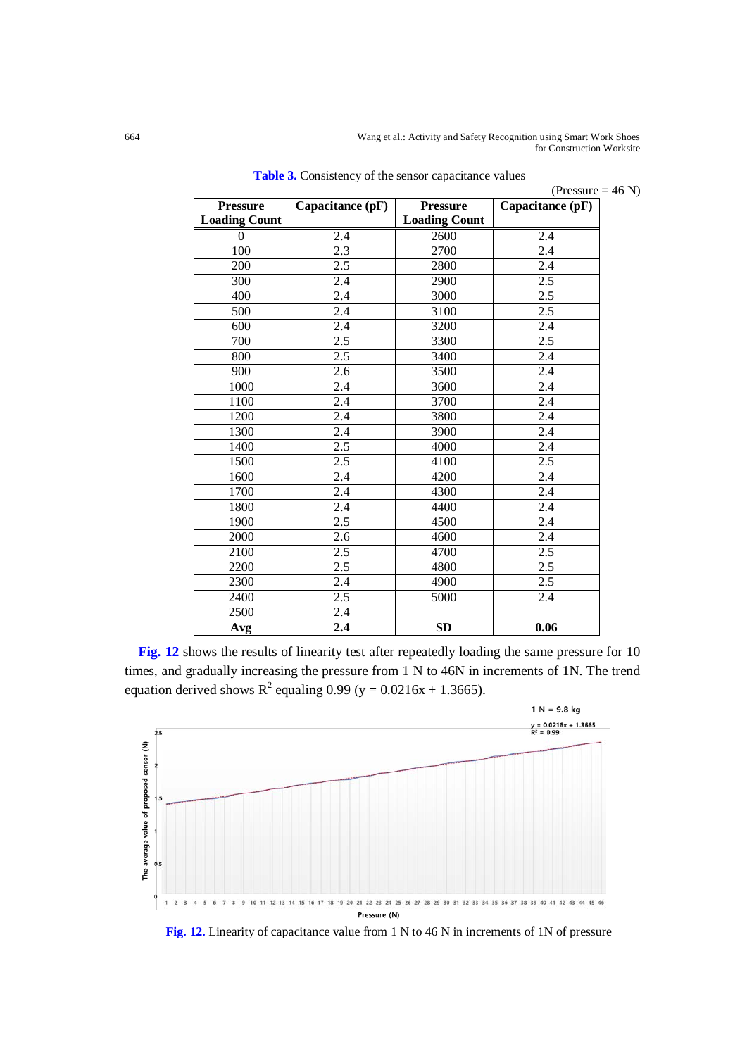**Table 3.** Consistency of the sensor capacitance values

(Pressure = 46 N)

| Pressure Loading Count | Capacitance (pF) | Pressure Loading Count | Capacitance (pF) |
|---|---|---|---|
| 0 | 2.4 | 2600 | 2.4 |
| 100 | 2.3 | 2700 | 2.4 |
| 200 | 2.5 | 2800 | 2.4 |
| 300 | 2.4 | 2900 | 2.5 |
| 400 | 2.4 | 3000 | 2.5 |
| 500 | 2.4 | 3100 | 2.5 |
| 600 | 2.4 | 3200 | 2.4 |
| 700 | 2.5 | 3300 | 2.5 |
| 800 | 2.5 | 3400 | 2.4 |
| 900 | 2.6 | 3500 | 2.4 |
| 1000 | 2.4 | 3600 | 2.4 |
| 1100 | 2.4 | 3700 | 2.4 |
| 1200 | 2.4 | 3800 | 2.4 |
| 1300 | 2.4 | 3900 | 2.4 |
| 1400 | 2.5 | 4000 | 2.4 |
| 1500 | 2.5 | 4100 | 2.5 |
| 1600 | 2.4 | 4200 | 2.4 |
| 1700 | 2.4 | 4300 | 2.4 |
| 1800 | 2.4 | 4400 | 2.4 |
| 1900 | 2.5 | 4500 | 2.4 |
| 2000 | 2.6 | 4600 | 2.4 |
| 2100 | 2.5 | 4700 | 2.5 |
| 2200 | 2.5 | 4800 | 2.5 |
| 2300 | 2.4 | 4900 | 2.5 |
| 2400 | 2.5 | 5000 | 2.4 |
| 2500 | 2.4 | | |
| **Avg** | **2.4** | **SD** | **0.06** |

**Fig. 12** shows the results of linearity test after repeatedly loading the same pressure for 10 times, and gradually increasing the pressure from 1 N to 46N in increments of 1N. The trend equation derived shows $R^2$ equaling 0.99 ($y = 0.0216x + 1.3665$).

**Fig. 12.** Linearity of capacitance value from 1 N to 46 N in increments of 1N of pressure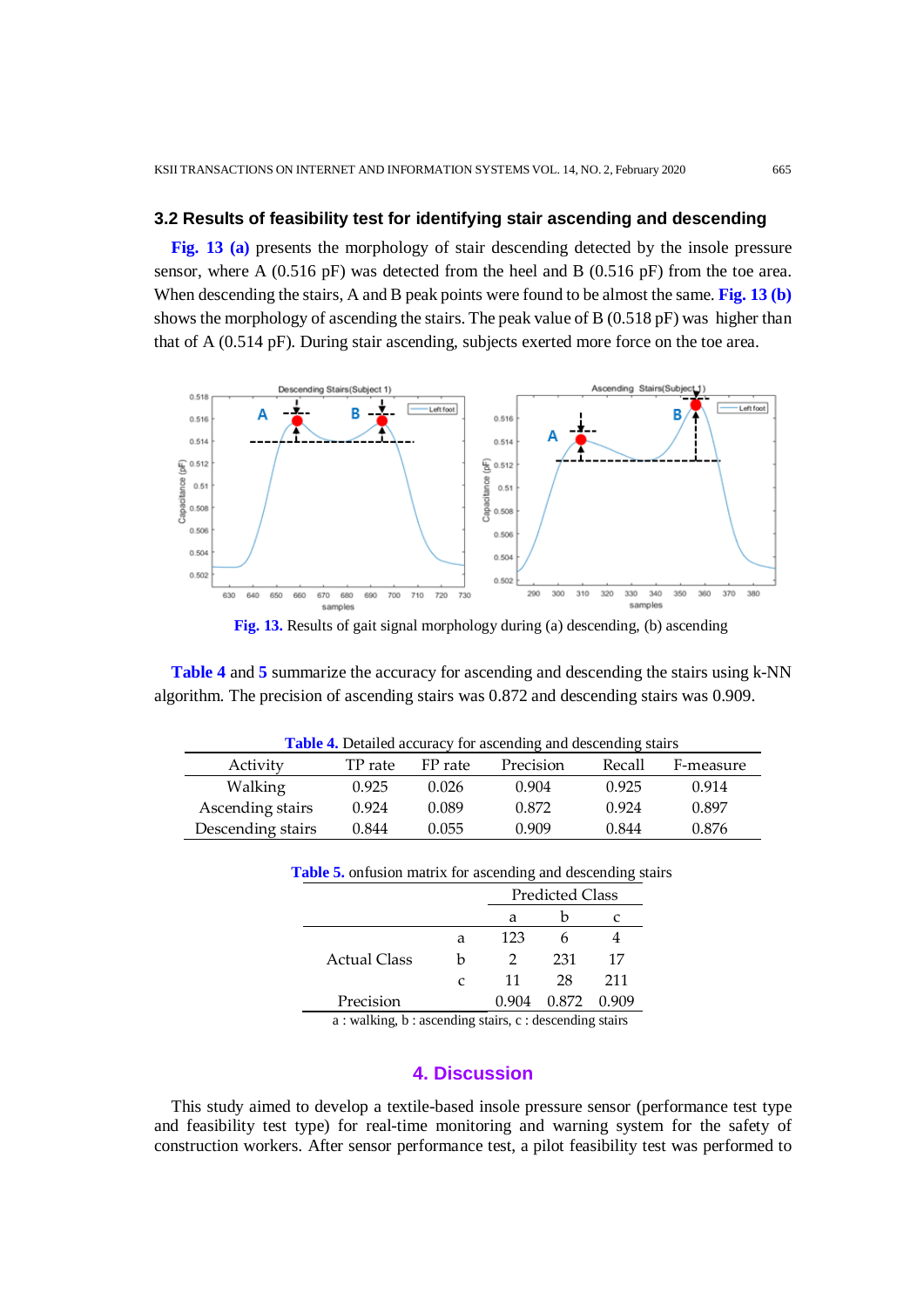### 3.2 Results of feasibility test for identifying stair ascending and descending

**Fig. 13 (a)** presents the morphology of stair descending detected by the insole pressure sensor, where A (0.516 pF) was detected from the heel and B (0.516 pF) from the toe area. When descending the stairs, A and B peak points were found to be almost the same. **Fig. 13 (b)** shows the morphology of ascending the stairs. The peak value of B (0.518 pF) was higher than that of A (0.514 pF). During stair ascending, subjects exerted more force on the toe area.

**Fig. 13.** Results of gait signal morphology during (a) descending, (b) ascending

**Table 4** and **5** summarize the accuracy for ascending and descending the stairs using k-NN algorithm. The precision of ascending stairs was 0.872 and descending stairs was 0.909.

**Table 4.** Detailed accuracy for ascending and descending stairs

| Activity | TP rate | FP rate | Precision | Recall | F-measure |
|---|---|---|---|---|---|
| Walking | 0.925 | 0.026 | 0.904 | 0.925 | 0.914 |
| Ascending stairs | 0.924 | 0.089 | 0.872 | 0.924 | 0.897 |
| Descending stairs | 0.844 | 0.055 | 0.909 | 0.844 | 0.876 |

**Table 5.** onfusion matrix for ascending and descending stairs

| | | Predicted Class | | |
|---|---|---|---|---|
| | | a | b | c |
| Actual Class | a | 123 | 6 | 4 |
| | b | 2 | 231 | 17 |
| | c | 11 | 28 | 211 |
| Precision | | 0.904 | 0.872 | 0.909 |

a : walking, b : ascending stairs, c : descending stairs

## 4. Discussion

This study aimed to develop a textile-based insole pressure sensor (performance test type and feasibility test type) for real-time monitoring and warning system for the safety of construction workers. After sensor performance test, a pilot feasibility test was performed to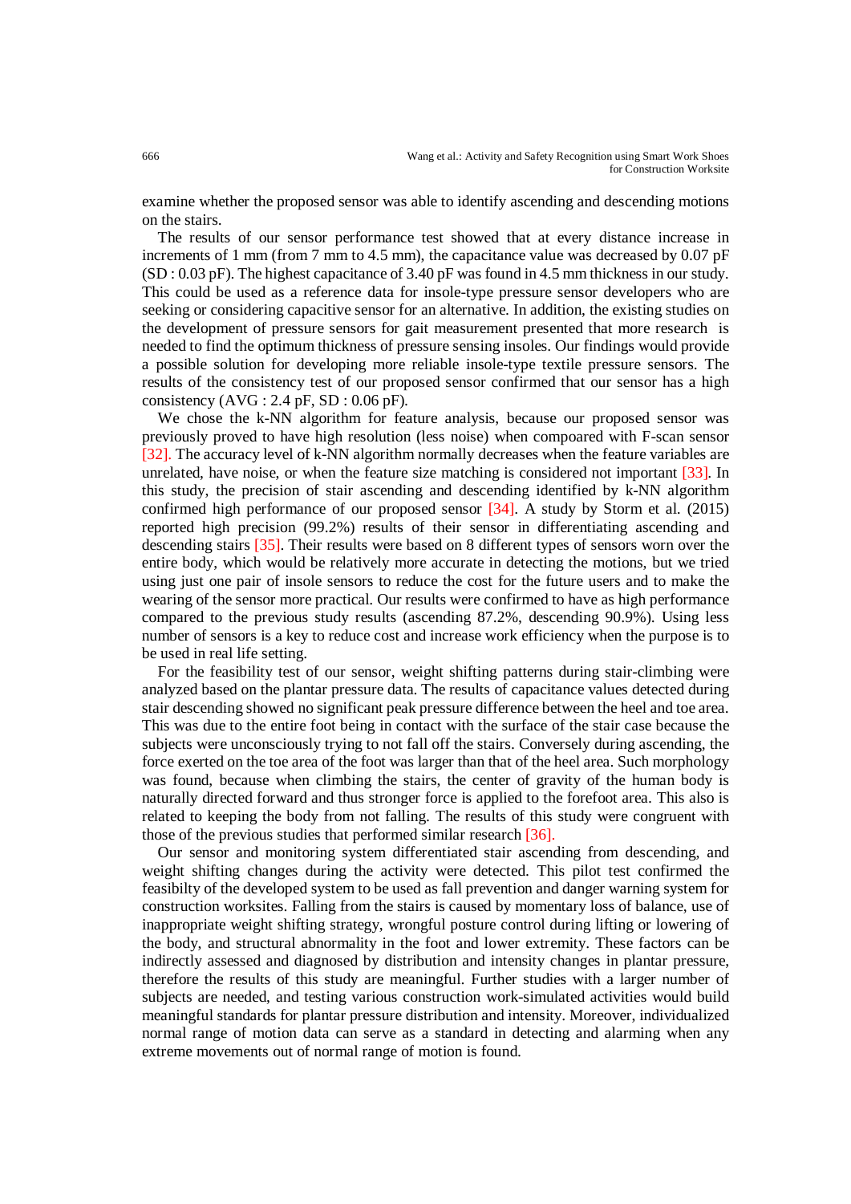examine whether the proposed sensor was able to identify ascending and descending motions on the stairs.

The results of our sensor performance test showed that at every distance increase in increments of 1 mm (from 7 mm to 4.5 mm), the capacitance value was decreased by 0.07 pF (SD : 0.03 pF). The highest capacitance of 3.40 pF was found in 4.5 mm thickness in our study. This could be used as a reference data for insole-type pressure sensor developers who are seeking or considering capacitive sensor for an alternative. In addition, the existing studies on the development of pressure sensors for gait measurement presented that more research is needed to find the optimum thickness of pressure sensing insoles. Our findings would provide a possible solution for developing more reliable insole-type textile pressure sensors. The results of the consistency test of our proposed sensor confirmed that our sensor has a high consistency (AVG : 2.4 pF, SD : 0.06 pF).

We chose the k-NN algorithm for feature analysis, because our proposed sensor was previously proved to have high resolution (less noise) when compoared with F-scan sensor [32]. The accuracy level of k-NN algorithm normally decreases when the feature variables are unrelated, have noise, or when the feature size matching is considered not important [33]. In this study, the precision of stair ascending and descending identified by k-NN algorithm confirmed high performance of our proposed sensor [34]. A study by Storm et al. (2015) reported high precision (99.2%) results of their sensor in differentiating ascending and descending stairs [35]. Their results were based on 8 different types of sensors worn over the entire body, which would be relatively more accurate in detecting the motions, but we tried using just one pair of insole sensors to reduce the cost for the future users and to make the wearing of the sensor more practical. Our results were confirmed to have as high performance compared to the previous study results (ascending 87.2%, descending 90.9%). Using less number of sensors is a key to reduce cost and increase work efficiency when the purpose is to be used in real life setting.

For the feasibility test of our sensor, weight shifting patterns during stair-climbing were analyzed based on the plantar pressure data. The results of capacitance values detected during stair descending showed no significant peak pressure difference between the heel and toe area. This was due to the entire foot being in contact with the surface of the stair case because the subjects were unconsciously trying to not fall off the stairs. Conversely during ascending, the force exerted on the toe area of the foot was larger than that of the heel area. Such morphology was found, because when climbing the stairs, the center of gravity of the human body is naturally directed forward and thus stronger force is applied to the forefoot area. This also is related to keeping the body from not falling. The results of this study were congruent with those of the previous studies that performed similar research [36].

Our sensor and monitoring system differentiated stair ascending from descending, and weight shifting changes during the activity were detected. This pilot test confirmed the feasibilty of the developed system to be used as fall prevention and danger warning system for construction worksites. Falling from the stairs is caused by momentary loss of balance, use of inappropriate weight shifting strategy, wrongful posture control during lifting or lowering of the body, and structural abnormality in the foot and lower extremity. These factors can be indirectly assessed and diagnosed by distribution and intensity changes in plantar pressure, therefore the results of this study are meaningful. Further studies with a larger number of subjects are needed, and testing various construction work-simulated activities would build meaningful standards for plantar pressure distribution and intensity. Moreover, individualized normal range of motion data can serve as a standard in detecting and alarming when any extreme movements out of normal range of motion is found.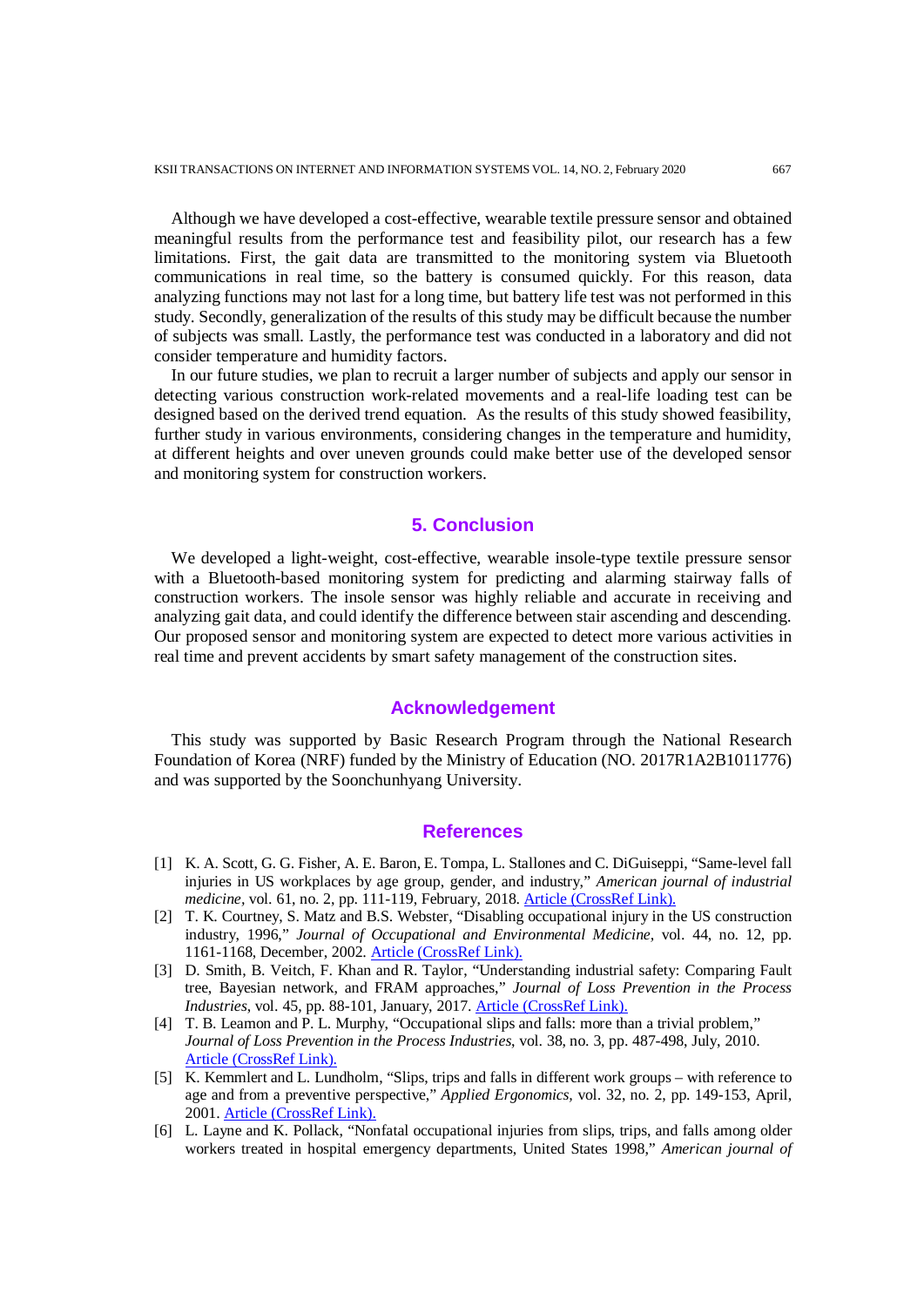Although we have developed a cost-effective, wearable textile pressure sensor and obtained meaningful results from the performance test and feasibility pilot, our research has a few limitations. First, the gait data are transmitted to the monitoring system via Bluetooth communications in real time, so the battery is consumed quickly. For this reason, data analyzing functions may not last for a long time, but battery life test was not performed in this study. Secondly, generalization of the results of this study may be difficult because the number of subjects was small. Lastly, the performance test was conducted in a laboratory and did not consider temperature and humidity factors.

In our future studies, we plan to recruit a larger number of subjects and apply our sensor in detecting various construction work-related movements and a real-life loading test can be designed based on the derived trend equation. As the results of this study showed feasibility, further study in various environments, considering changes in the temperature and humidity, at different heights and over uneven grounds could make better use of the developed sensor and monitoring system for construction workers.

## 5. Conclusion

We developed a light-weight, cost-effective, wearable insole-type textile pressure sensor with a Bluetooth-based monitoring system for predicting and alarming stairway falls of construction workers. The insole sensor was highly reliable and accurate in receiving and analyzing gait data, and could identify the difference between stair ascending and descending. Our proposed sensor and monitoring system are expected to detect more various activities in real time and prevent accidents by smart safety management of the construction sites.

## Acknowledgement

This study was supported by Basic Research Program through the National Research Foundation of Korea (NRF) funded by the Ministry of Education (NO. 2017R1A2B1011776) and was supported by the Soonchunhyang University.

## References

[1] K. A. Scott, G. G. Fisher, A. E. Baron, E. Tompa, L. Stallones and C. DiGuiseppi, "Same-level fall injuries in US workplaces by age group, gender, and industry," *American journal of industrial medicine*, vol. 61, no. 2, pp. 111-119, February, 2018. Article (CrossRef Link).

[2] T. K. Courtney, S. Matz and B.S. Webster, "Disabling occupational injury in the US construction industry, 1996," *Journal of Occupational and Environmental Medicine*, vol. 44, no. 12, pp. 1161-1168, December, 2002. Article (CrossRef Link).

[3] D. Smith, B. Veitch, F. Khan and R. Taylor, "Understanding industrial safety: Comparing Fault tree, Bayesian network, and FRAM approaches," *Journal of Loss Prevention in the Process Industries*, vol. 45, pp. 88-101, January, 2017. Article (CrossRef Link).

[4] T. B. Leamon and P. L. Murphy, "Occupational slips and falls: more than a trivial problem," *Journal of Loss Prevention in the Process Industries*, vol. 38, no. 3, pp. 487-498, July, 2010. Article (CrossRef Link).

[5] K. Kemmlert and L. Lundholm, "Slips, trips and falls in different work groups – with reference to age and from a preventive perspective," *Applied Ergonomics*, vol. 32, no. 2, pp. 149-153, April, 2001. Article (CrossRef Link).

[6] L. Layne and K. Pollack, "Nonfatal occupational injuries from slips, trips, and falls among older workers treated in hospital emergency departments, United States 1998," *American journal of*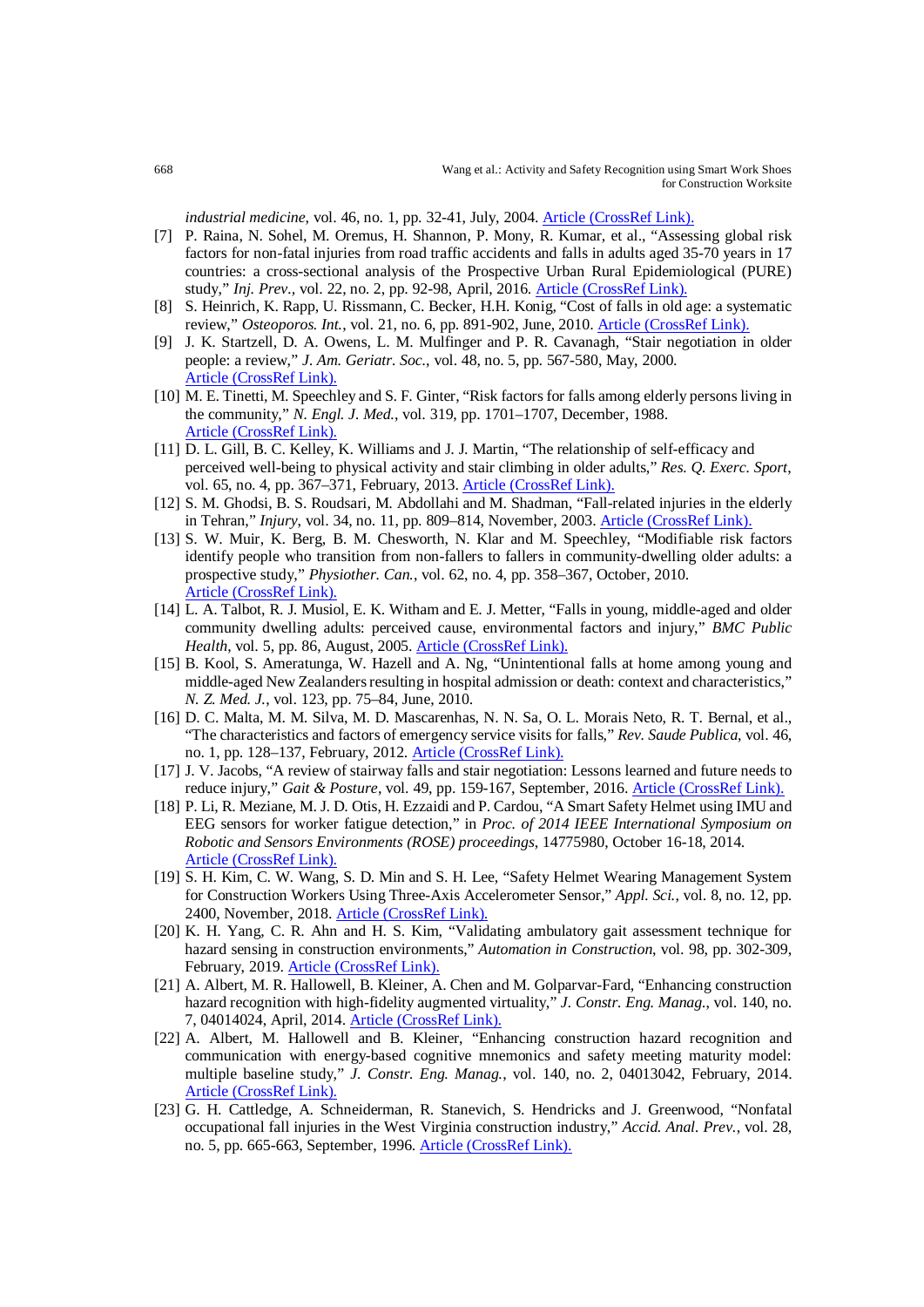*industrial medicine*, vol. 46, no. 1, pp. 32-41, July, 2004. Article (CrossRef Link).

[7] P. Raina, N. Sohel, M. Oremus, H. Shannon, P. Mony, R. Kumar, et al., "Assessing global risk factors for non-fatal injuries from road traffic accidents and falls in adults aged 35-70 years in 17 countries: a cross-sectional analysis of the Prospective Urban Rural Epidemiological (PURE) study," *Inj. Prev.*, vol. 22, no. 2, pp. 92-98, April, 2016. Article (CrossRef Link).

[8] S. Heinrich, K. Rapp, U. Rissmann, C. Becker, H.H. Konig, "Cost of falls in old age: a systematic review," *Osteoporos. Int.*, vol. 21, no. 6, pp. 891-902, June, 2010. Article (CrossRef Link).

[9] J. K. Startzell, D. A. Owens, L. M. Mulfinger and P. R. Cavanagh, "Stair negotiation in older people: a review," *J. Am. Geriatr. Soc.*, vol. 48, no. 5, pp. 567-580, May, 2000. Article (CrossRef Link).

[10] M. E. Tinetti, M. Speechley and S. F. Ginter, "Risk factors for falls among elderly persons living in the community," *N. Engl. J. Med.*, vol. 319, pp. 1701–1707, December, 1988. Article (CrossRef Link).

[11] D. L. Gill, B. C. Kelley, K. Williams and J. J. Martin, "The relationship of self-efficacy and perceived well-being to physical activity and stair climbing in older adults," *Res. Q. Exerc. Sport*, vol. 65, no. 4, pp. 367–371, February, 2013. Article (CrossRef Link).

[12] S. M. Ghodsi, B. S. Roudsari, M. Abdollahi and M. Shadman, "Fall-related injuries in the elderly in Tehran," *Injury*, vol. 34, no. 11, pp. 809–814, November, 2003. Article (CrossRef Link).

[13] S. W. Muir, K. Berg, B. M. Chesworth, N. Klar and M. Speechley, "Modifiable risk factors identify people who transition from non-fallers to fallers in community-dwelling older adults: a prospective study," *Physiother. Can.*, vol. 62, no. 4, pp. 358–367, October, 2010. Article (CrossRef Link).

[14] L. A. Talbot, R. J. Musiol, E. K. Witham and E. J. Metter, "Falls in young, middle-aged and older community dwelling adults: perceived cause, environmental factors and injury," *BMC Public Health*, vol. 5, pp. 86, August, 2005. Article (CrossRef Link).

[15] B. Kool, S. Ameratunga, W. Hazell and A. Ng, "Unintentional falls at home among young and middle-aged New Zealanders resulting in hospital admission or death: context and characteristics," *N. Z. Med. J.*, vol. 123, pp. 75–84, June, 2010.

[16] D. C. Malta, M. M. Silva, M. D. Mascarenhas, N. N. Sa, O. L. Morais Neto, R. T. Bernal, et al., "The characteristics and factors of emergency service visits for falls," *Rev. Saude Publica*, vol. 46, no. 1, pp. 128–137, February, 2012. Article (CrossRef Link).

[17] J. V. Jacobs, "A review of stairway falls and stair negotiation: Lessons learned and future needs to reduce injury," *Gait & Posture*, vol. 49, pp. 159-167, September, 2016. Article (CrossRef Link).

[18] P. Li, R. Meziane, M. J. D. Otis, H. Ezzaidi and P. Cardou, "A Smart Safety Helmet using IMU and EEG sensors for worker fatigue detection," in *Proc. of 2014 IEEE International Symposium on Robotic and Sensors Environments (ROSE) proceedings*, 14775980, October 16-18, 2014. Article (CrossRef Link).

[19] S. H. Kim, C. W. Wang, S. D. Min and S. H. Lee, "Safety Helmet Wearing Management System for Construction Workers Using Three-Axis Accelerometer Sensor," *Appl. Sci.*, vol. 8, no. 12, pp. 2400, November, 2018. Article (CrossRef Link).

[20] K. H. Yang, C. R. Ahn and H. S. Kim, "Validating ambulatory gait assessment technique for hazard sensing in construction environments," *Automation in Construction*, vol. 98, pp. 302-309, February, 2019. Article (CrossRef Link).

[21] A. Albert, M. R. Hallowell, B. Kleiner, A. Chen and M. Golparvar-Fard, "Enhancing construction hazard recognition with high-fidelity augmented virtuality," *J. Constr. Eng. Manag.*, vol. 140, no. 7, 04014024, April, 2014. Article (CrossRef Link).

[22] A. Albert, M. Hallowell and B. Kleiner, "Enhancing construction hazard recognition and communication with energy-based cognitive mnemonics and safety meeting maturity model: multiple baseline study," *J. Constr. Eng. Manag.*, vol. 140, no. 2, 04013042, February, 2014. Article (CrossRef Link).

[23] G. H. Cattledge, A. Schneiderman, R. Stanevich, S. Hendricks and J. Greenwood, "Nonfatal occupational fall injuries in the West Virginia construction industry," *Accid. Anal. Prev.*, vol. 28, no. 5, pp. 665-663, September, 1996. Article (CrossRef Link).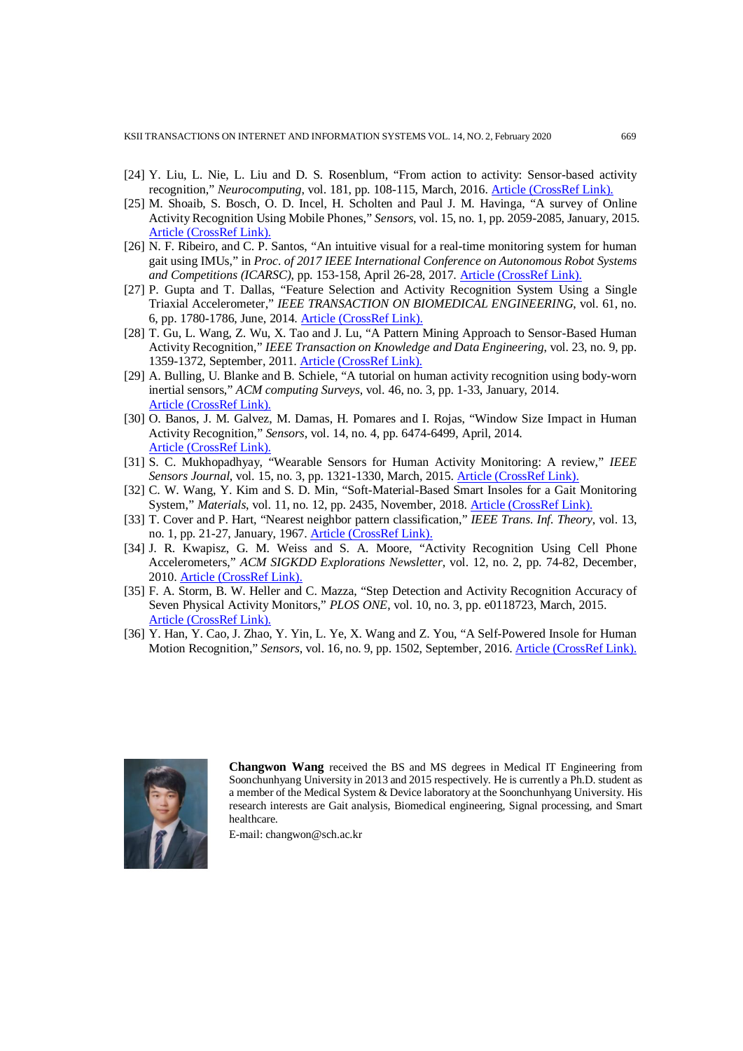[24] Y. Liu, L. Nie, L. Liu and D. S. Rosenblum, "From action to activity: Sensor-based activity recognition," *Neurocomputing*, vol. 181, pp. 108-115, March, 2016. Article (CrossRef Link).

[25] M. Shoaib, S. Bosch, O. D. Incel, H. Scholten and Paul J. M. Havinga, "A survey of Online Activity Recognition Using Mobile Phones," *Sensors*, vol. 15, no. 1, pp. 2059-2085, January, 2015. Article (CrossRef Link).

[26] N. F. Ribeiro, and C. P. Santos, "An intuitive visual for a real-time monitoring system for human gait using IMUs," in *Proc. of 2017 IEEE International Conference on Autonomous Robot Systems and Competitions (ICARSC)*, pp. 153-158, April 26-28, 2017. Article (CrossRef Link).

[27] P. Gupta and T. Dallas, "Feature Selection and Activity Recognition System Using a Single Triaxial Accelerometer," *IEEE TRANSACTION ON BIOMEDICAL ENGINEERING*, vol. 61, no. 6, pp. 1780-1786, June, 2014. Article (CrossRef Link).

[28] T. Gu, L. Wang, Z. Wu, X. Tao and J. Lu, "A Pattern Mining Approach to Sensor-Based Human Activity Recognition," *IEEE Transaction on Knowledge and Data Engineering*, vol. 23, no. 9, pp. 1359-1372, September, 2011. Article (CrossRef Link).

[29] A. Bulling, U. Blanke and B. Schiele, "A tutorial on human activity recognition using body-worn inertial sensors," *ACM computing Surveys*, vol. 46, no. 3, pp. 1-33, January, 2014. Article (CrossRef Link).

[30] O. Banos, J. M. Galvez, M. Damas, H. Pomares and I. Rojas, "Window Size Impact in Human Activity Recognition," *Sensors*, vol. 14, no. 4, pp. 6474-6499, April, 2014. Article (CrossRef Link).

[31] S. C. Mukhopadhyay, "Wearable Sensors for Human Activity Monitoring: A review," *IEEE Sensors Journal*, vol. 15, no. 3, pp. 1321-1330, March, 2015. Article (CrossRef Link).

[32] C. W. Wang, Y. Kim and S. D. Min, "Soft-Material-Based Smart Insoles for a Gait Monitoring System," *Materials*, vol. 11, no. 12, pp. 2435, November, 2018. Article (CrossRef Link).

[33] T. Cover and P. Hart, "Nearest neighbor pattern classification," *IEEE Trans. Inf. Theory*, vol. 13, no. 1, pp. 21-27, January, 1967. Article (CrossRef Link).

[34] J. R. Kwapisz, G. M. Weiss and S. A. Moore, "Activity Recognition Using Cell Phone Accelerometers," *ACM SIGKDD Explorations Newsletter*, vol. 12, no. 2, pp. 74-82, December, 2010. Article (CrossRef Link).

[35] F. A. Storm, B. W. Heller and C. Mazza, "Step Detection and Activity Recognition Accuracy of Seven Physical Activity Monitors," *PLOS ONE*, vol. 10, no. 3, pp. e0118723, March, 2015. Article (CrossRef Link).

[36] Y. Han, Y. Cao, J. Zhao, Y. Yin, L. Ye, X. Wang and Z. You, "A Self-Powered Insole for Human Motion Recognition," *Sensors*, vol. 16, no. 9, pp. 1502, September, 2016. Article (CrossRef Link).

**Changwon Wang** received the BS and MS degrees in Medical IT Engineering from Soonchunhyang University in 2013 and 2015 respectively. He is currently a Ph.D. student as a member of the Medical System & Device laboratory at the Soonchunhyang University. His research interests are Gait analysis, Biomedical engineering, Signal processing, and Smart healthcare.

E-mail: changwon@sch.ac.kr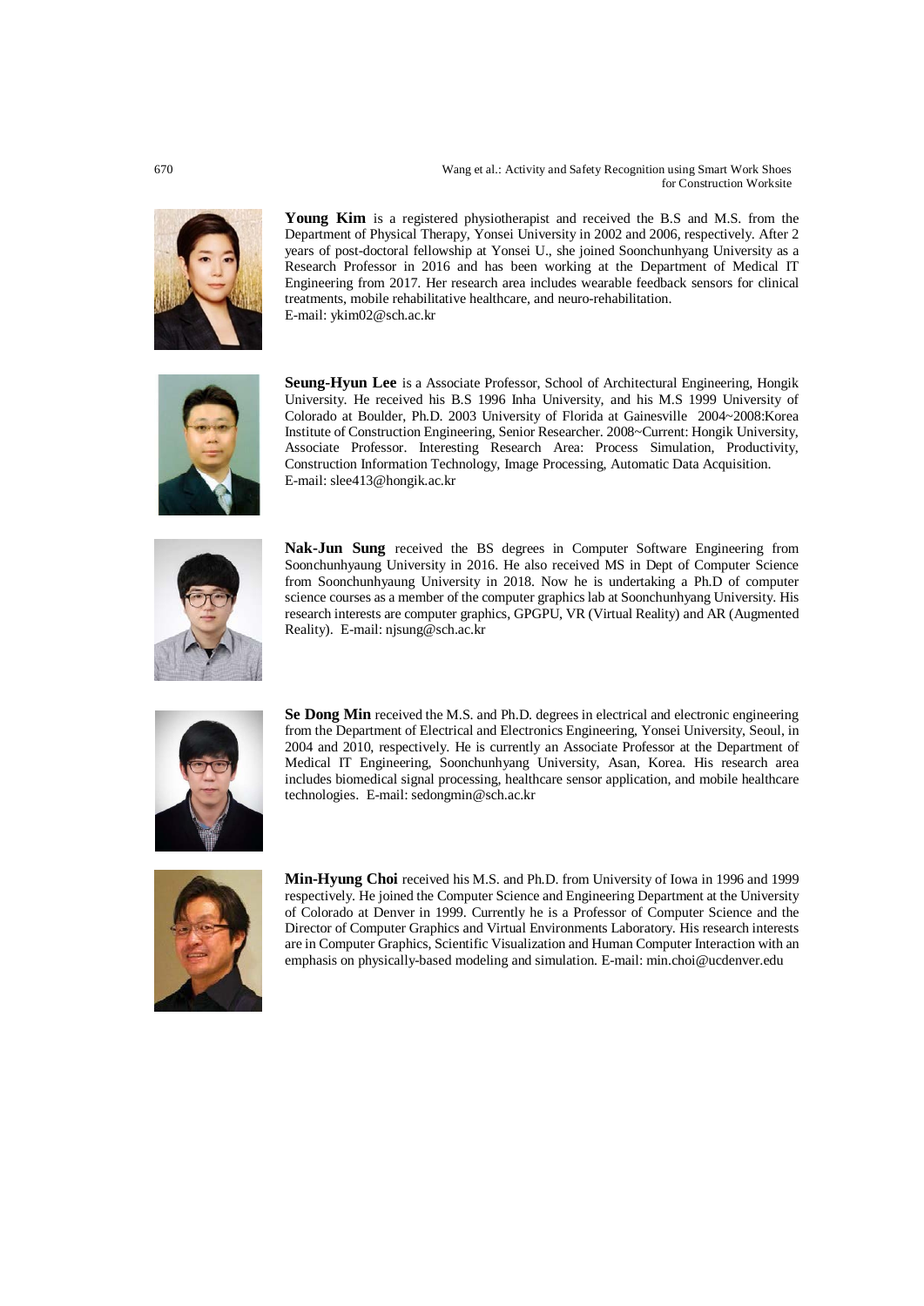**Young Kim** is a registered physiotherapist and received the B.S and M.S. from the Department of Physical Therapy, Yonsei University in 2002 and 2006, respectively. After 2 years of post-doctoral fellowship at Yonsei U., she joined Soonchunhyang University as a Research Professor in 2016 and has been working at the Department of Medical IT Engineering from 2017. Her research area includes wearable feedback sensors for clinical treatments, mobile rehabilitative healthcare, and neuro-rehabilitation.
E-mail: ykim02@sch.ac.kr

**Seung-Hyun Lee** is a Associate Professor, School of Architectural Engineering, Hongik University. He received his B.S 1996 Inha University, and his M.S 1999 University of Colorado at Boulder, Ph.D. 2003 University of Florida at Gainesville 2004~2008:Korea Institute of Construction Engineering, Senior Researcher. 2008~Current: Hongik University, Associate Professor. Interesting Research Area: Process Simulation, Productivity, Construction Information Technology, Image Processing, Automatic Data Acquisition.
E-mail: slee413@hongik.ac.kr

**Nak-Jun Sung** received the BS degrees in Computer Software Engineering from Soonchunhyaung University in 2016. He also received MS in Dept of Computer Science from Soonchunhyaung University in 2018. Now he is undertaking a Ph.D of computer science courses as a member of the computer graphics lab at Soonchunhyang University. His research interests are computer graphics, GPGPU, VR (Virtual Reality) and AR (Augmented Reality). E-mail: njsung@sch.ac.kr

**Se Dong Min** received the M.S. and Ph.D. degrees in electrical and electronic engineering from the Department of Electrical and Electronics Engineering, Yonsei University, Seoul, in 2004 and 2010, respectively. He is currently an Associate Professor at the Department of Medical IT Engineering, Soonchunhyang University, Asan, Korea. His research area includes biomedical signal processing, healthcare sensor application, and mobile healthcare technologies. E-mail: sedongmin@sch.ac.kr

**Min-Hyung Choi** received his M.S. and Ph.D. from University of Iowa in 1996 and 1999 respectively. He joined the Computer Science and Engineering Department at the University of Colorado at Denver in 1999. Currently he is a Professor of Computer Science and the Director of Computer Graphics and Virtual Environments Laboratory. His research interests are in Computer Graphics, Scientific Visualization and Human Computer Interaction with an emphasis on physically-based modeling and simulation. E-mail: min.choi@ucdenver.edu